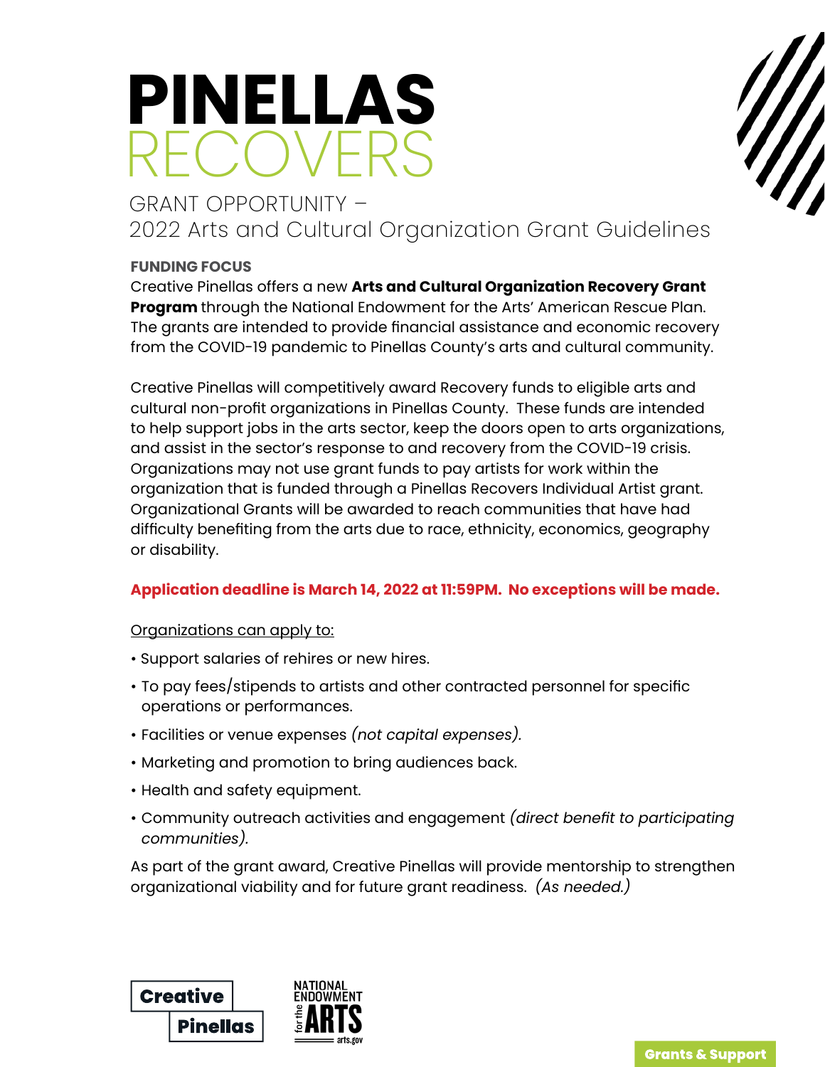# PINELLAS RECOVERS

## GRANT OPPORTUNITY – 2022 Arts and Cultural Organization Grant Guidelines

**FUNDING FOCUS**

Creative Pinellas offers a new **Arts and Cultural Organization Recovery Grant Program** through the National Endowment for the Arts' American Rescue Plan. The grants are intended to provide financial assistance and economic recovery from the COVID-19 pandemic to Pinellas County's arts and cultural community.

Creative Pinellas will competitively award Recovery funds to eligible arts and cultural non-profit organizations in Pinellas County. These funds are intended to help support jobs in the arts sector, keep the doors open to arts organizations, and assist in the sector's response to and recovery from the COVID-19 crisis. Organizations may not use grant funds to pay artists for work within the organization that is funded through a Pinellas Recovers Individual Artist grant. Organizational Grants will be awarded to reach communities that have had difficulty benefiting from the arts due to race, ethnicity, economics, geography or disability.

**Application deadline is March 14, 2022 at 11:59PM. No exceptions will be made.**

Organizations can apply to:

- Support salaries of rehires or new hires.
- To pay fees/stipends to artists and other contracted personnel for specific operations or performances.
- Facilities or venue expenses *(not capital expenses).*
- Marketing and promotion to bring audiences back.
- Health and safety equipment.
- Community outreach activities and engagement *(direct benefit to participating communities).*

As part of the grant award, Creative Pinellas will provide mentorship to strengthen organizational viability and for future grant readiness. *(As needed.)*

Creative Pinellas

NATIONAL ENDOWMENT for the ARTS arts.gov

Grants & Support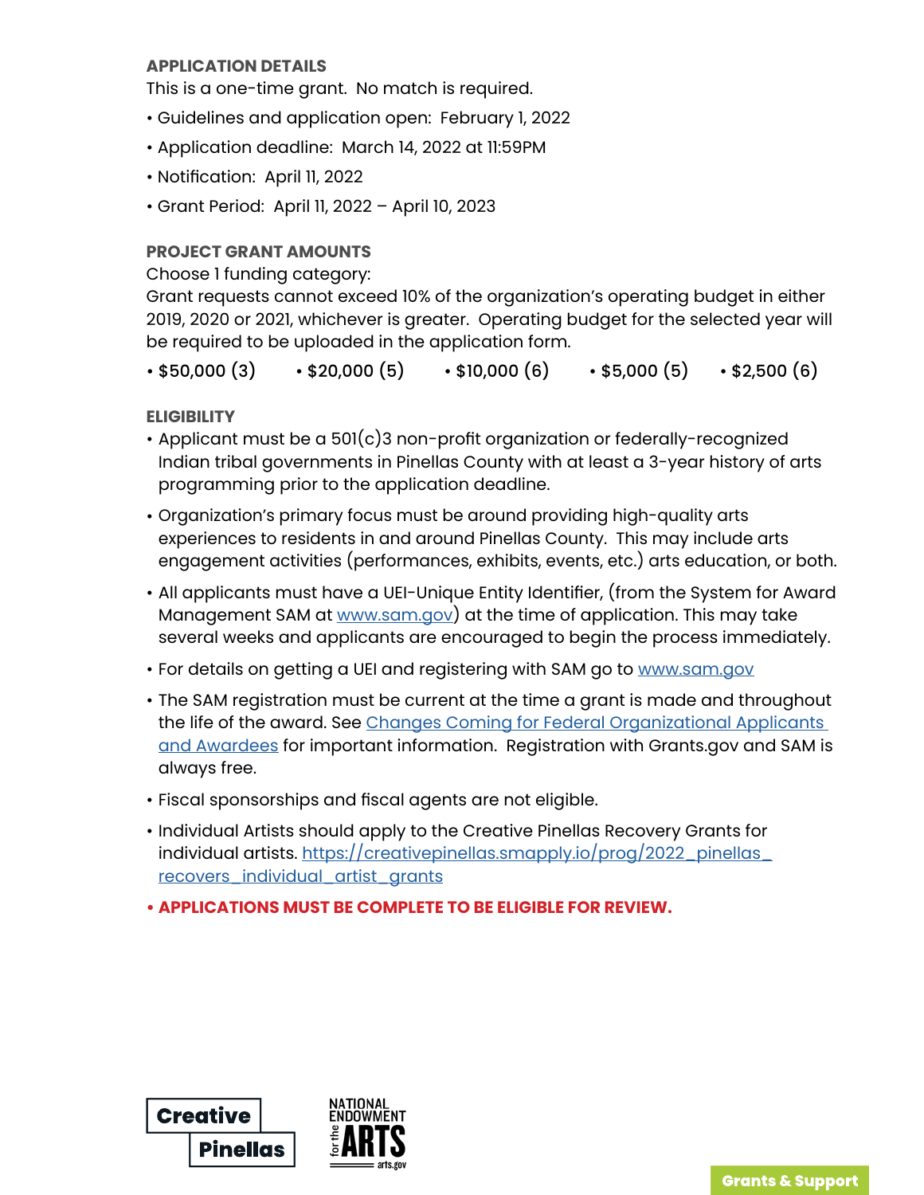### APPLICATION DETAILS

This is a one-time grant. No match is required.

- Guidelines and application open: February 1, 2022
- Application deadline: March 14, 2022 at 11:59PM
- Notification: April 11, 2022
- Grant Period: April 11, 2022 – April 10, 2023

### PROJECT GRANT AMOUNTS

Choose 1 funding category:

Grant requests cannot exceed 10% of the organization's operating budget in either 2019, 2020 or 2021, whichever is greater. Operating budget for the selected year will be required to be uploaded in the application form.

- $50,000 (3)
- $20,000 (5)
- $10,000 (6)
- $5,000 (5)
- $2,500 (6)

### ELIGIBILITY

- Applicant must be a 501(c)3 non-profit organization or federally-recognized Indian tribal governments in Pinellas County with at least a 3-year history of arts programming prior to the application deadline.
- Organization's primary focus must be around providing high-quality arts experiences to residents in and around Pinellas County. This may include arts engagement activities (performances, exhibits, events, etc.) arts education, or both.
- All applicants must have a UEI-Unique Entity Identifier, (from the System for Award Management SAM at www.sam.gov) at the time of application. This may take several weeks and applicants are encouraged to begin the process immediately.
- For details on getting a UEI and registering with SAM go to www.sam.gov
- The SAM registration must be current at the time a grant is made and throughout the life of the award. See Changes Coming for Federal Organizational Applicants and Awardees for important information. Registration with Grants.gov and SAM is always free.
- Fiscal sponsorships and fiscal agents are not eligible.
- Individual Artists should apply to the Creative Pinellas Recovery Grants for individual artists. https://creativepinellas.smapply.io/prog/2022_pinellas_recovers_individual_artist_grants
- **APPLICATIONS MUST BE COMPLETE TO BE ELIGIBLE FOR REVIEW.**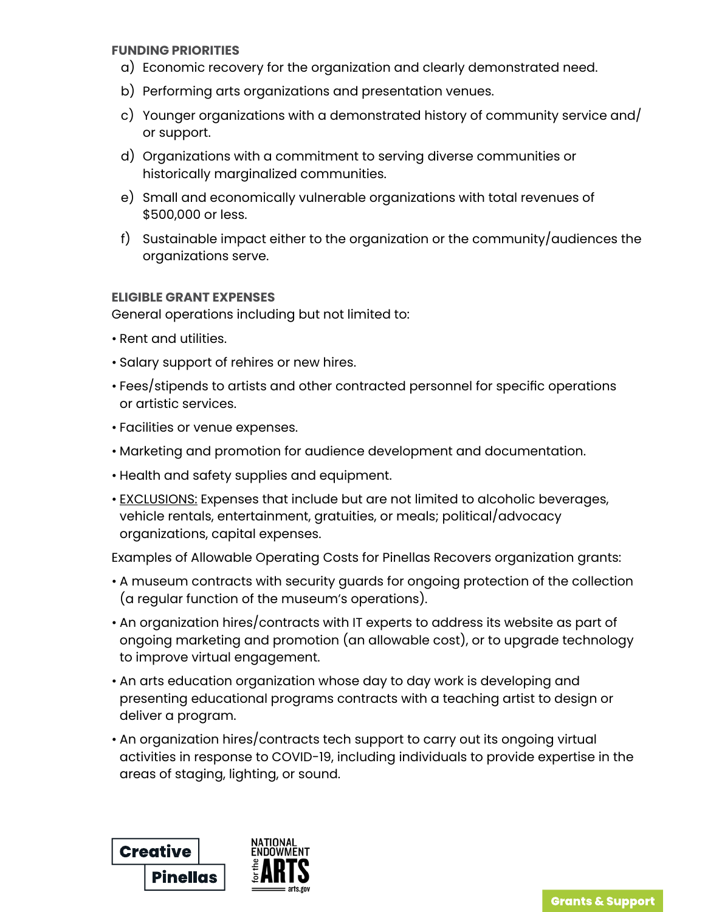**FUNDING PRIORITIES**

a) Economic recovery for the organization and clearly demonstrated need.

b) Performing arts organizations and presentation venues.

c) Younger organizations with a demonstrated history of community service and/or support.

d) Organizations with a commitment to serving diverse communities or historically marginalized communities.

e) Small and economically vulnerable organizations with total revenues of $500,000 or less.

f) Sustainable impact either to the organization or the community/audiences the organizations serve.

**ELIGIBLE GRANT EXPENSES**

General operations including but not limited to:

- Rent and utilities.
- Salary support of rehires or new hires.
- Fees/stipends to artists and other contracted personnel for specific operations or artistic services.
- Facilities or venue expenses.
- Marketing and promotion for audience development and documentation.
- Health and safety supplies and equipment.
- EXCLUSIONS: Expenses that include but are not limited to alcoholic beverages, vehicle rentals, entertainment, gratuities, or meals; political/advocacy organizations, capital expenses.

Examples of Allowable Operating Costs for Pinellas Recovers organization grants:

- A museum contracts with security guards for ongoing protection of the collection (a regular function of the museum's operations).
- An organization hires/contracts with IT experts to address its website as part of ongoing marketing and promotion (an allowable cost), or to upgrade technology to improve virtual engagement.
- An arts education organization whose day to day work is developing and presenting educational programs contracts with a teaching artist to design or deliver a program.
- An organization hires/contracts tech support to carry out its ongoing virtual activities in response to COVID-19, including individuals to provide expertise in the areas of staging, lighting, or sound.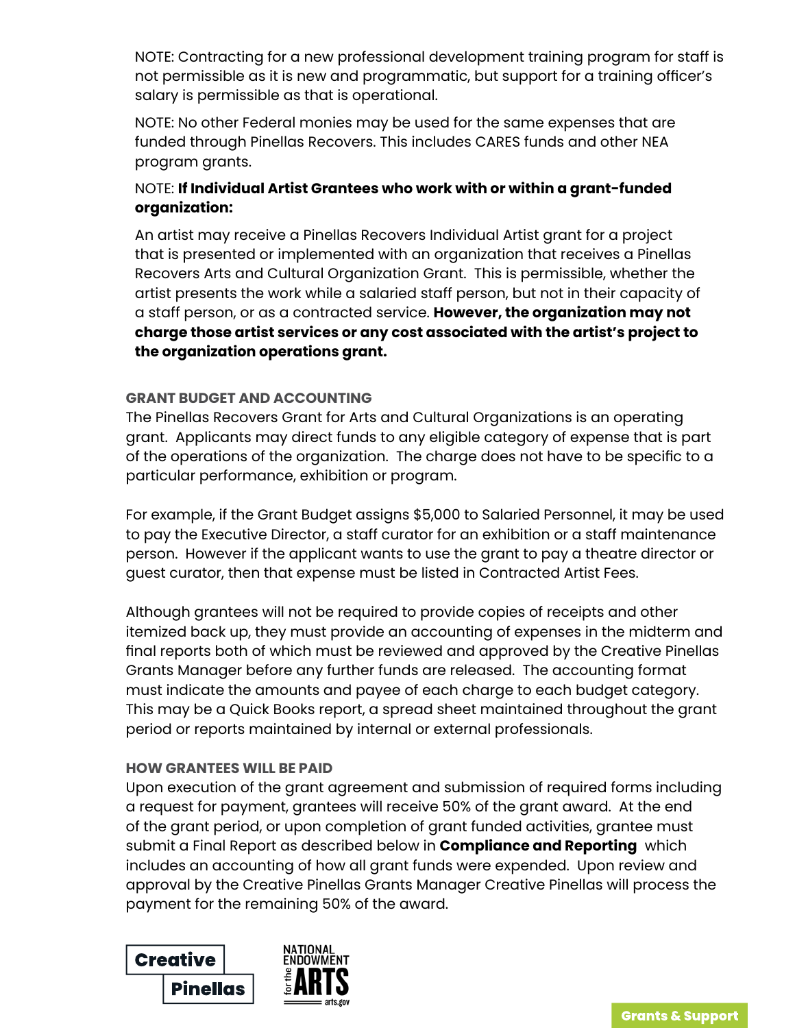NOTE: Contracting for a new professional development training program for staff is not permissible as it is new and programmatic, but support for a training officer's salary is permissible as that is operational.

NOTE: No other Federal monies may be used for the same expenses that are funded through Pinellas Recovers. This includes CARES funds and other NEA program grants.

NOTE: **If Individual Artist Grantees who work with or within a grant-funded organization:**

An artist may receive a Pinellas Recovers Individual Artist grant for a project that is presented or implemented with an organization that receives a Pinellas Recovers Arts and Cultural Organization Grant. This is permissible, whether the artist presents the work while a salaried staff person, but not in their capacity of a staff person, or as a contracted service. **However, the organization may not charge those artist services or any cost associated with the artist's project to the organization operations grant.**

### GRANT BUDGET AND ACCOUNTING

The Pinellas Recovers Grant for Arts and Cultural Organizations is an operating grant. Applicants may direct funds to any eligible category of expense that is part of the operations of the organization. The charge does not have to be specific to a particular performance, exhibition or program.

For example, if the Grant Budget assigns $5,000 to Salaried Personnel, it may be used to pay the Executive Director, a staff curator for an exhibition or a staff maintenance person. However if the applicant wants to use the grant to pay a theatre director or guest curator, then that expense must be listed in Contracted Artist Fees.

Although grantees will not be required to provide copies of receipts and other itemized back up, they must provide an accounting of expenses in the midterm and final reports both of which must be reviewed and approved by the Creative Pinellas Grants Manager before any further funds are released. The accounting format must indicate the amounts and payee of each charge to each budget category. This may be a Quick Books report, a spread sheet maintained throughout the grant period or reports maintained by internal or external professionals.

### HOW GRANTEES WILL BE PAID

Upon execution of the grant agreement and submission of required forms including a request for payment, grantees will receive 50% of the grant award. At the end of the grant period, or upon completion of grant funded activities, grantee must submit a Final Report as described below in **Compliance and Reporting** which includes an accounting of how all grant funds were expended. Upon review and approval by the Creative Pinellas Grants Manager Creative Pinellas will process the payment for the remaining 50% of the award.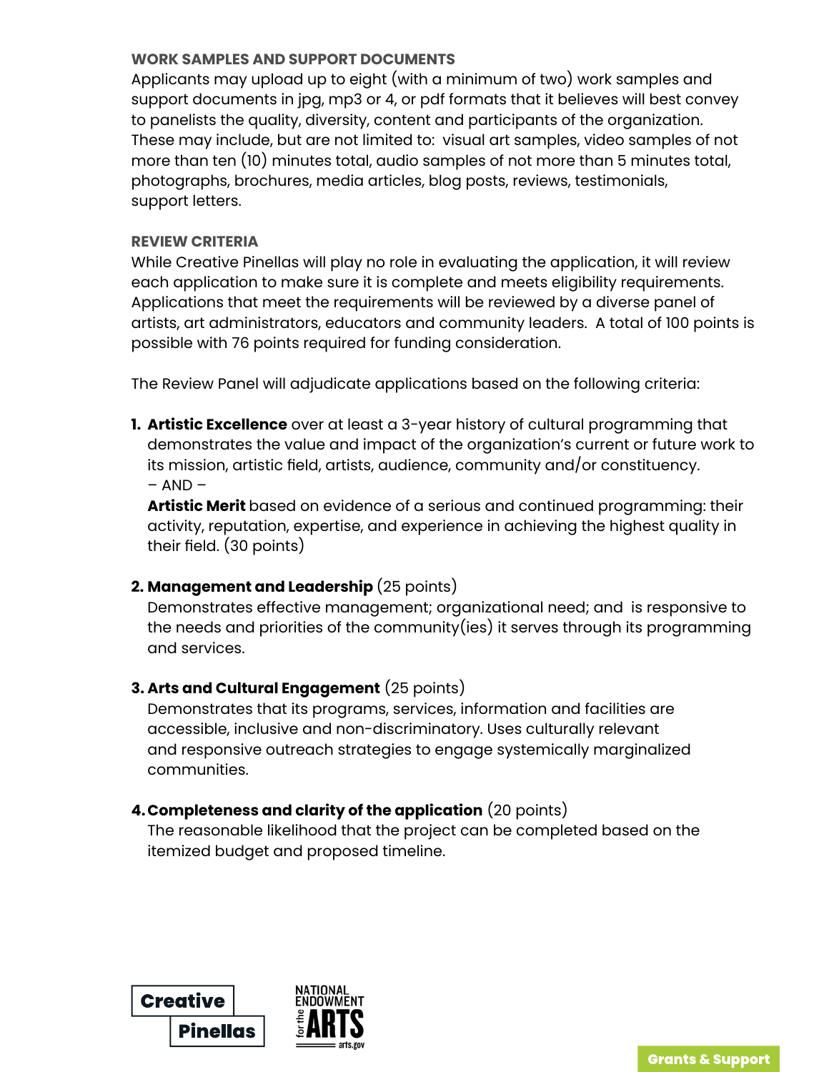### WORK SAMPLES AND SUPPORT DOCUMENTS

Applicants may upload up to eight (with a minimum of two) work samples and support documents in jpg, mp3 or 4, or pdf formats that it believes will best convey to panelists the quality, diversity, content and participants of the organization. These may include, but are not limited to: visual art samples, video samples of not more than ten (10) minutes total, audio samples of not more than 5 minutes total, photographs, brochures, media articles, blog posts, reviews, testimonials, support letters.

### REVIEW CRITERIA

While Creative Pinellas will play no role in evaluating the application, it will review each application to make sure it is complete and meets eligibility requirements. Applications that meet the requirements will be reviewed by a diverse panel of artists, art administrators, educators and community leaders. A total of 100 points is possible with 76 points required for funding consideration.

The Review Panel will adjudicate applications based on the following criteria:

1. **Artistic Excellence** over at least a 3-year history of cultural programming that demonstrates the value and impact of the organization's current or future work to its mission, artistic field, artists, audience, community and/or constituency.
   – AND –
   **Artistic Merit** based on evidence of a serious and continued programming: their activity, reputation, expertise, and experience in achieving the highest quality in their field. (30 points)

2. **Management and Leadership** (25 points)
   Demonstrates effective management; organizational need; and is responsive to the needs and priorities of the community(ies) it serves through its programming and services.

3. **Arts and Cultural Engagement** (25 points)
   Demonstrates that its programs, services, information and facilities are accessible, inclusive and non-discriminatory. Uses culturally relevant and responsive outreach strategies to engage systemically marginalized communities.

4. **Completeness and clarity of the application** (20 points)
   The reasonable likelihood that the project can be completed based on the itemized budget and proposed timeline.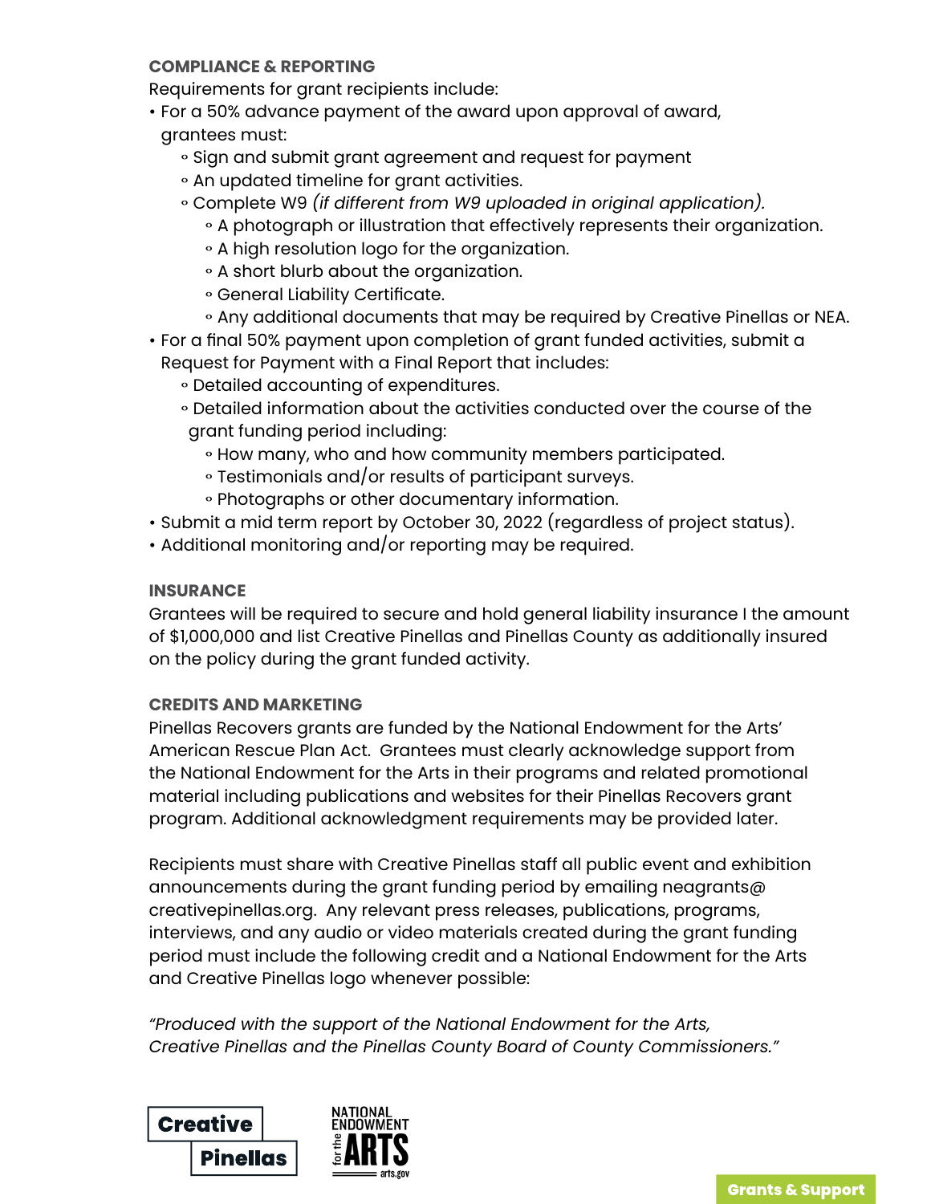**COMPLIANCE & REPORTING**

Requirements for grant recipients include:

- For a 50% advance payment of the award upon approval of award, grantees must:
    - Sign and submit grant agreement and request for payment
    - An updated timeline for grant activities.
    - Complete W9 *(if different from W9 uploaded in original application).*
        - A photograph or illustration that effectively represents their organization.
        - A high resolution logo for the organization.
        - A short blurb about the organization.
        - General Liability Certificate.
        - Any additional documents that may be required by Creative Pinellas or NEA.
- For a final 50% payment upon completion of grant funded activities, submit a Request for Payment with a Final Report that includes:
    - Detailed accounting of expenditures.
    - Detailed information about the activities conducted over the course of the grant funding period including:
        - How many, who and how community members participated.
        - Testimonials and/or results of participant surveys.
        - Photographs or other documentary information.
- Submit a mid term report by October 30, 2022 (regardless of project status).
- Additional monitoring and/or reporting may be required.

**INSURANCE**

Grantees will be required to secure and hold general liability insurance I the amount of $1,000,000 and list Creative Pinellas and Pinellas County as additionally insured on the policy during the grant funded activity.

**CREDITS AND MARKETING**

Pinellas Recovers grants are funded by the National Endowment for the Arts' American Rescue Plan Act. Grantees must clearly acknowledge support from the National Endowment for the Arts in their programs and related promotional material including publications and websites for their Pinellas Recovers grant program. Additional acknowledgment requirements may be provided later.

Recipients must share with Creative Pinellas staff all public event and exhibition announcements during the grant funding period by emailing neagrants@creativepinellas.org. Any relevant press releases, publications, programs, interviews, and any audio or video materials created during the grant funding period must include the following credit and a National Endowment for the Arts and Creative Pinellas logo whenever possible:

*"Produced with the support of the National Endowment for the Arts, Creative Pinellas and the Pinellas County Board of County Commissioners."*

Creative Pinellas

NATIONAL ENDOWMENT for the ARTS arts.gov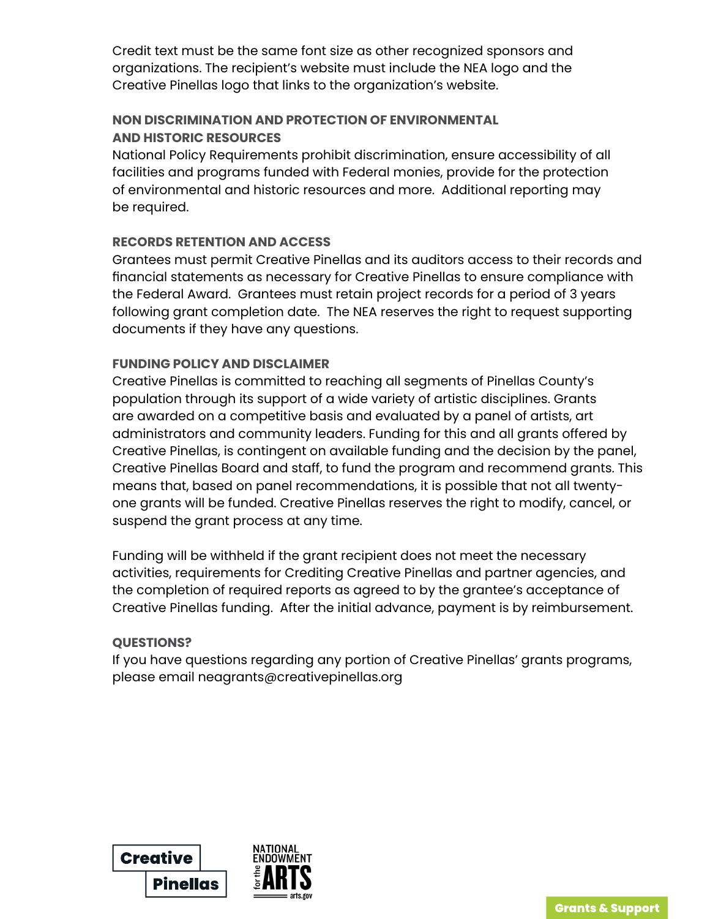Credit text must be the same font size as other recognized sponsors and organizations. The recipient's website must include the NEA logo and the Creative Pinellas logo that links to the organization's website.

**NON DISCRIMINATION AND PROTECTION OF ENVIRONMENTAL AND HISTORIC RESOURCES**

National Policy Requirements prohibit discrimination, ensure accessibility of all facilities and programs funded with Federal monies, provide for the protection of environmental and historic resources and more. Additional reporting may be required.

**RECORDS RETENTION AND ACCESS**

Grantees must permit Creative Pinellas and its auditors access to their records and financial statements as necessary for Creative Pinellas to ensure compliance with the Federal Award. Grantees must retain project records for a period of 3 years following grant completion date. The NEA reserves the right to request supporting documents if they have any questions.

**FUNDING POLICY AND DISCLAIMER**

Creative Pinellas is committed to reaching all segments of Pinellas County's population through its support of a wide variety of artistic disciplines. Grants are awarded on a competitive basis and evaluated by a panel of artists, art administrators and community leaders. Funding for this and all grants offered by Creative Pinellas, is contingent on available funding and the decision by the panel, Creative Pinellas Board and staff, to fund the program and recommend grants. This means that, based on panel recommendations, it is possible that not all twenty-one grants will be funded. Creative Pinellas reserves the right to modify, cancel, or suspend the grant process at any time.

Funding will be withheld if the grant recipient does not meet the necessary activities, requirements for Crediting Creative Pinellas and partner agencies, and the completion of required reports as agreed to by the grantee's acceptance of Creative Pinellas funding. After the initial advance, payment is by reimbursement.

**QUESTIONS?**

If you have questions regarding any portion of Creative Pinellas' grants programs, please email neagrants@creativepinellas.org